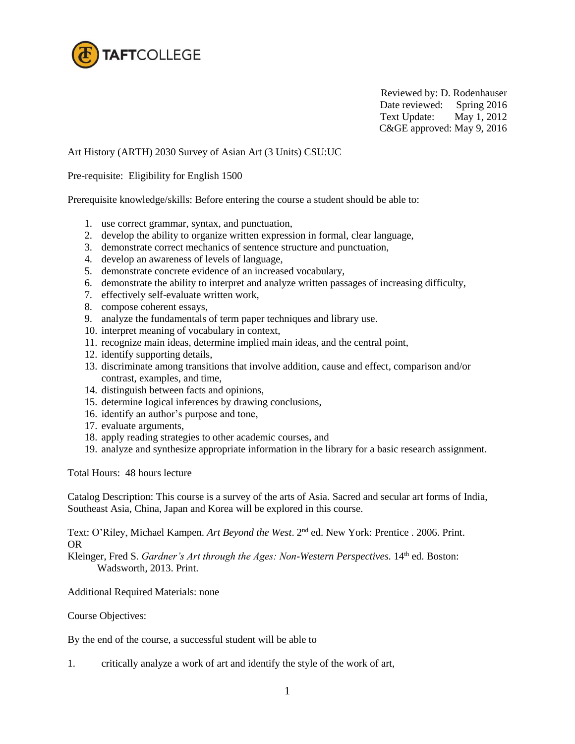TAFTCOLLEGE

Reviewed by: D. Rodenhauser
Date reviewed: Spring 2016
Text Update: May 1, 2012
C&GE approved: May 9, 2016

Art History (ARTH) 2030 Survey of Asian Art (3 Units) CSU:UC

Pre-requisite: Eligibility for English 1500

Prerequisite knowledge/skills: Before entering the course a student should be able to:

1. use correct grammar, syntax, and punctuation,
2. develop the ability to organize written expression in formal, clear language,
3. demonstrate correct mechanics of sentence structure and punctuation,
4. develop an awareness of levels of language,
5. demonstrate concrete evidence of an increased vocabulary,
6. demonstrate the ability to interpret and analyze written passages of increasing difficulty,
7. effectively self-evaluate written work,
8. compose coherent essays,
9. analyze the fundamentals of term paper techniques and library use.
10. interpret meaning of vocabulary in context,
11. recognize main ideas, determine implied main ideas, and the central point,
12. identify supporting details,
13. discriminate among transitions that involve addition, cause and effect, comparison and/or contrast, examples, and time,
14. distinguish between facts and opinions,
15. determine logical inferences by drawing conclusions,
16. identify an author's purpose and tone,
17. evaluate arguments,
18. apply reading strategies to other academic courses, and
19. analyze and synthesize appropriate information in the library for a basic research assignment.

Total Hours: 48 hours lecture

Catalog Description: This course is a survey of the arts of Asia. Sacred and secular art forms of India, Southeast Asia, China, Japan and Korea will be explored in this course.

Text: O'Riley, Michael Kampen. *Art Beyond the West*. 2nd ed. New York: Prentice . 2006. Print.
OR
Kleinger, Fred S. *Gardner's Art through the Ages: Non-Western Perspectives.* 14th ed. Boston: Wadsworth, 2013. Print.

Additional Required Materials: none

Course Objectives:

By the end of the course, a successful student will be able to

1. critically analyze a work of art and identify the style of the work of art,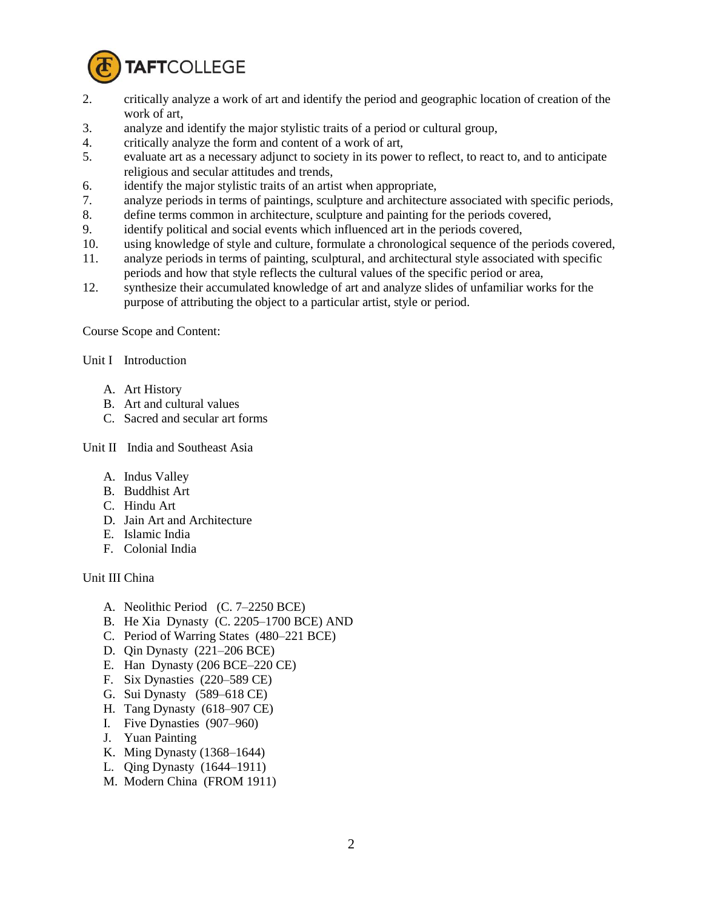2. critically analyze a work of art and identify the period and geographic location of creation of the work of art,
3. analyze and identify the major stylistic traits of a period or cultural group,
4. critically analyze the form and content of a work of art,
5. evaluate art as a necessary adjunct to society in its power to reflect, to react to, and to anticipate religious and secular attitudes and trends,
6. identify the major stylistic traits of an artist when appropriate,
7. analyze periods in terms of paintings, sculpture and architecture associated with specific periods,
8. define terms common in architecture, sculpture and painting for the periods covered,
9. identify political and social events which influenced art in the periods covered,
10. using knowledge of style and culture, formulate a chronological sequence of the periods covered,
11. analyze periods in terms of painting, sculptural, and architectural style associated with specific periods and how that style reflects the cultural values of the specific period or area,
12. synthesize their accumulated knowledge of art and analyze slides of unfamiliar works for the purpose of attributing the object to a particular artist, style or period.

Course Scope and Content:

Unit I Introduction

A. Art History
B. Art and cultural values
C. Sacred and secular art forms

Unit II India and Southeast Asia

A. Indus Valley
B. Buddhist Art
C. Hindu Art
D. Jain Art and Architecture
E. Islamic India
F. Colonial India

Unit III China

A. Neolithic Period (C. 7–2250 BCE)
B. He Xia Dynasty (C. 2205–1700 BCE) AND
C. Period of Warring States (480–221 BCE)
D. Qin Dynasty (221–206 BCE)
E. Han Dynasty (206 BCE–220 CE)
F. Six Dynasties (220–589 CE)
G. Sui Dynasty (589–618 CE)
H. Tang Dynasty (618–907 CE)
I. Five Dynasties (907–960)
J. Yuan Painting
K. Ming Dynasty (1368–1644)
L. Qing Dynasty (1644–1911)
M. Modern China (FROM 1911)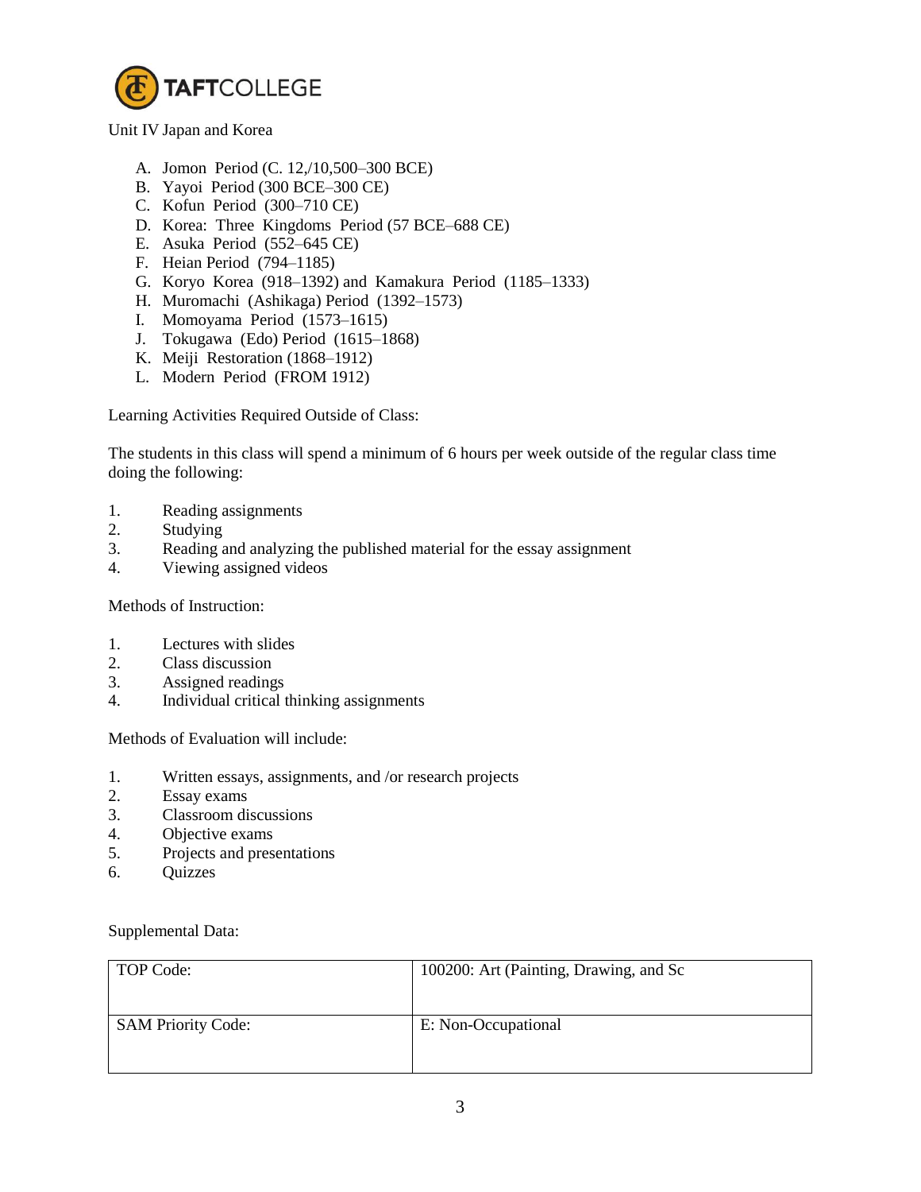Unit IV Japan and Korea

A. Jomon Period (C. 12,/10,500–300 BCE)
B. Yayoi Period (300 BCE–300 CE)
C. Kofun Period (300–710 CE)
D. Korea: Three Kingdoms Period (57 BCE–688 CE)
E. Asuka Period (552–645 CE)
F. Heian Period (794–1185)
G. Koryo Korea (918–1392) and Kamakura Period (1185–1333)
H. Muromachi (Ashikaga) Period (1392–1573)
I. Momoyama Period (1573–1615)
J. Tokugawa (Edo) Period (1615–1868)
K. Meiji Restoration (1868–1912)
L. Modern Period (FROM 1912)

Learning Activities Required Outside of Class:

The students in this class will spend a minimum of 6 hours per week outside of the regular class time doing the following:

1. Reading assignments
2. Studying
3. Reading and analyzing the published material for the essay assignment
4. Viewing assigned videos

Methods of Instruction:

1. Lectures with slides
2. Class discussion
3. Assigned readings
4. Individual critical thinking assignments

Methods of Evaluation will include:

1. Written essays, assignments, and /or research projects
2. Essay exams
3. Classroom discussions
4. Objective exams
5. Projects and presentations
6. Quizzes

Supplemental Data:

| | |
|---|---|
| TOP Code: | 100200: Art (Painting, Drawing, and Sc |
| SAM Priority Code: | E: Non-Occupational |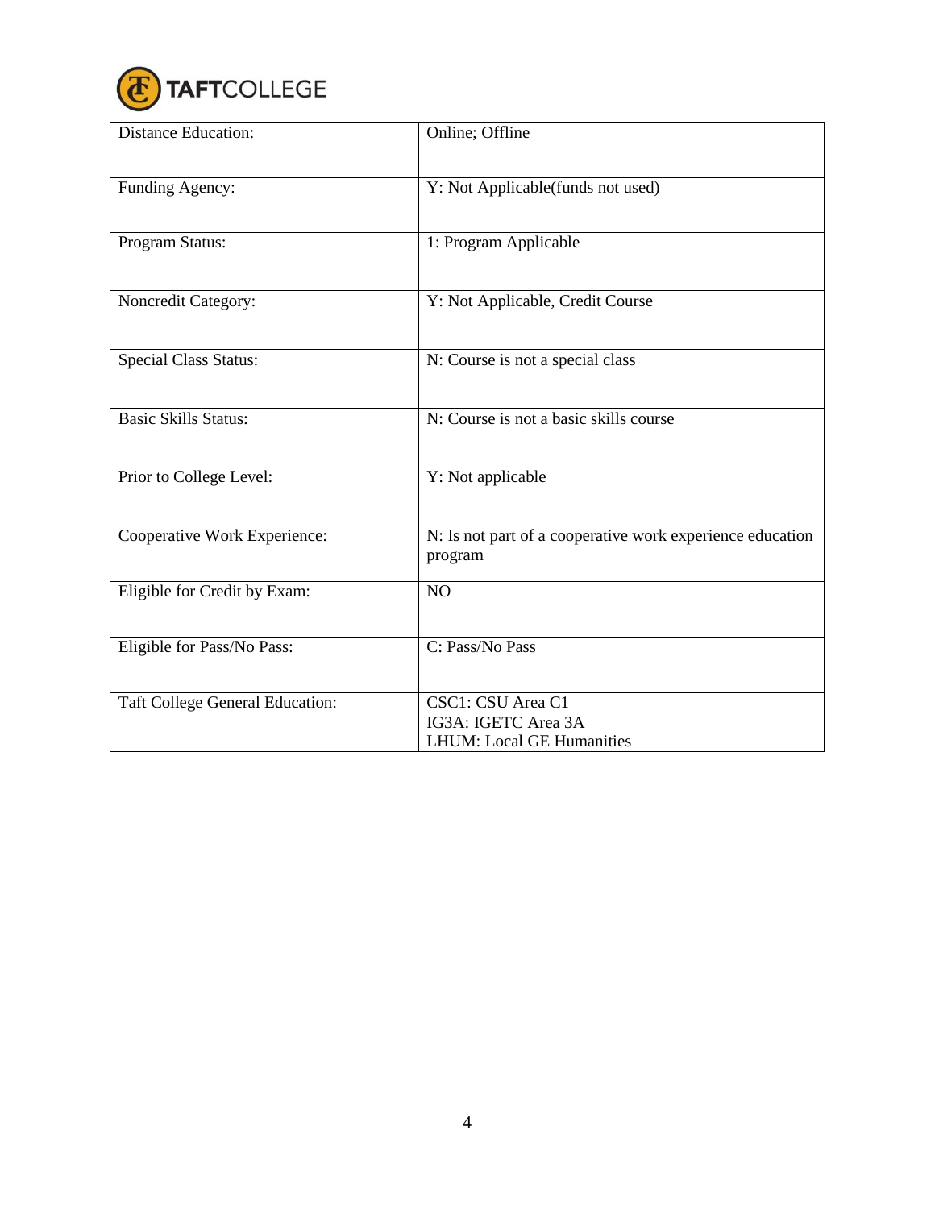| | |
|---|---|
| Distance Education: | Online; Offline |
| Funding Agency: | Y: Not Applicable(funds not used) |
| Program Status: | 1: Program Applicable |
| Noncredit Category: | Y: Not Applicable, Credit Course |
| Special Class Status: | N: Course is not a special class |
| Basic Skills Status: | N: Course is not a basic skills course |
| Prior to College Level: | Y: Not applicable |
| Cooperative Work Experience: | N: Is not part of a cooperative work experience education program |
| Eligible for Credit by Exam: | NO |
| Eligible for Pass/No Pass: | C: Pass/No Pass |
| Taft College General Education: | CSC1: CSU Area C1<br>IG3A: IGETC Area 3A<br>LHUM: Local GE Humanities |